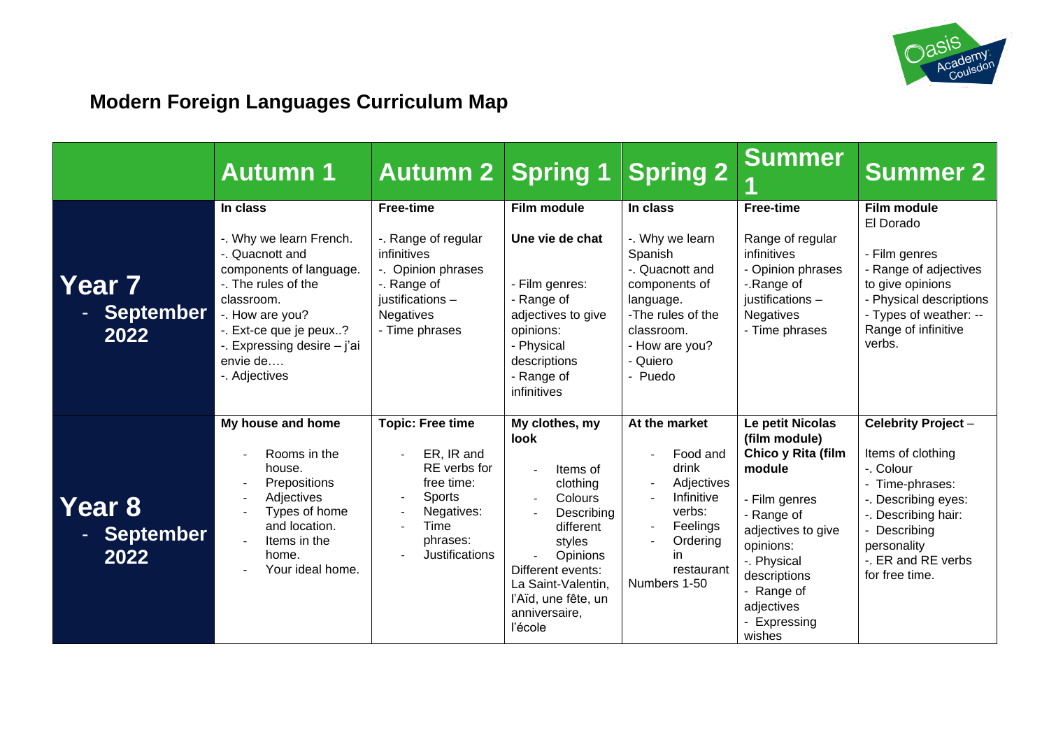## Modern Foreign Languages Curriculum Map

| | Autumn 1 | Autumn 2 | Spring 1 | Spring 2 | Summer 1 | Summer 2 |
|---|---|---|---|---|---|---|
| **Year 7 - September 2022** | **In class**<br><br>-. Why we learn French.<br>-. Quacnott and components of language.<br>-. The rules of the classroom.<br>-. How are you?<br>-. Ext-ce que je peux..?<br>-. Expressing desire – j'ai envie de….<br>-. Adjectives | **Free-time**<br><br>-. Range of regular infinitives<br>-. Opinion phrases<br>-. Range of justifications – Negatives<br>- Time phrases | **Film module**<br><br>**Une vie de chat**<br><br>- Film genres:<br>- Range of adjectives to give opinions:<br>- Physical descriptions<br>- Range of infinitives | **In class**<br><br>-. Why we learn Spanish<br>-. Quacnott and components of language.<br>-The rules of the classroom.<br>- How are you?<br>- Quiero<br>- Puedo | **Free-time**<br><br>Range of regular infinitives<br>- Opinion phrases<br>-.Range of justifications – Negatives<br>- Time phrases | **Film module**<br>El Dorado<br><br>- Film genres<br>- Range of adjectives to give opinions<br>- Physical descriptions<br>- Types of weather: --Range of infinitive verbs. |
| **Year 8 - September 2022** | **My house and home**<br><br>- Rooms in the house.<br>- Prepositions<br>- Adjectives<br>- Types of home and location.<br>- Items in the home.<br>- Your ideal home. | **Topic: Free time**<br><br>- ER, IR and RE verbs for free time:<br>- Sports<br>- Negatives:<br>- Time phrases:<br>- Justifications | **My clothes, my look**<br><br>- Items of clothing<br>- Colours<br>- Describing different styles<br>- Opinions<br>Different events: La Saint-Valentin, l'Aïd, une fête, un anniversaire, l'école | **At the market**<br><br>- Food and drink<br>- Adjectives<br>- Infinitive verbs:<br>- Feelings<br>- Ordering in restaurant<br>Numbers 1-50 | **Le petit Nicolas (film module)**<br>**Chico y Rita (film module**<br><br>- Film genres<br>- Range of adjectives to give opinions:<br>-. Physical descriptions<br>- Range of adjectives<br>- Expressing wishes | **Celebrity Project** –<br><br>Items of clothing<br>-. Colour<br>- Time-phrases:<br>-. Describing eyes:<br>-. Describing hair:<br>- Describing personality<br>-. ER and RE verbs for free time. |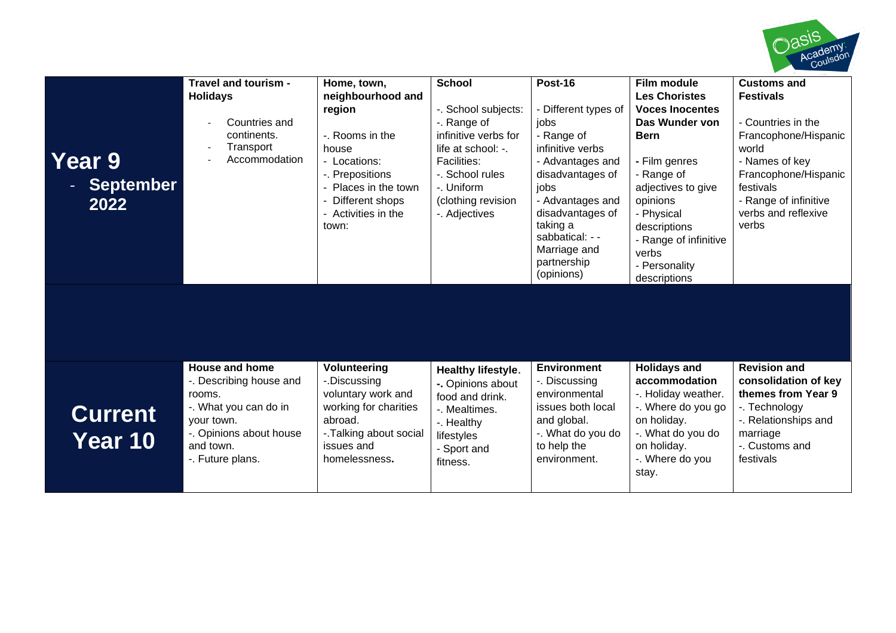| | | | | | | |
|---|---|---|---|---|---|---|
| **Year 9 - September 2022** | **Travel and tourism - Holidays**<br>- Countries and continents.<br>- Transport<br>- Accommodation | **Home, town, neighbourhood and region**<br>-. Rooms in the house<br>- Locations:<br>-. Prepositions<br>- Places in the town<br>- Different shops<br>- Activities in the town: | **School**<br>-. School subjects:<br>-. Range of infinitive verbs for life at school: -. Facilities:<br>-. School rules<br>-. Uniform (clothing revision<br>-. Adjectives | **Post-16**<br>- Different types of jobs<br>- Range of infinitive verbs<br>- Advantages and disadvantages of jobs<br>- Advantages and disadvantages of taking a sabbatical: - - Marriage and partnership (opinions) | **Film module Les Choristes Voces Inocentes Das Wunder von Bern**<br>- Film genres<br>- Range of adjectives to give opinions<br>- Physical descriptions<br>- Range of infinitive verbs<br>- Personality descriptions | **Customs and Festivals**<br>- Countries in the Francophone/Hispanic world<br>- Names of key Francophone/Hispanic festivals<br>- Range of infinitive verbs and reflexive verbs |
| | | | | | | |
| **Current Year 10** | **House and home**<br>-. Describing house and rooms.<br>-. What you can do in your town.<br>-. Opinions about house and town.<br>-. Future plans. | **Volunteering**<br>-.Discussing voluntary work and working for charities abroad.<br>-.Talking about social issues and homelessness. | **Healthy lifestyle.**<br>-. Opinions about food and drink.<br>-. Mealtimes.<br>-. Healthy lifestyles<br>- Sport and fitness. | **Environment**<br>-. Discussing environmental issues both local and global.<br>-. What do you do to help the environment. | **Holidays and accommodation**<br>-. Holiday weather.<br>-. Where do you go on holiday.<br>-. What do you do on holiday.<br>-. Where do you stay. | **Revision and consolidation of key themes from Year 9**<br>-. Technology<br>-. Relationships and marriage<br>-. Customs and festivals |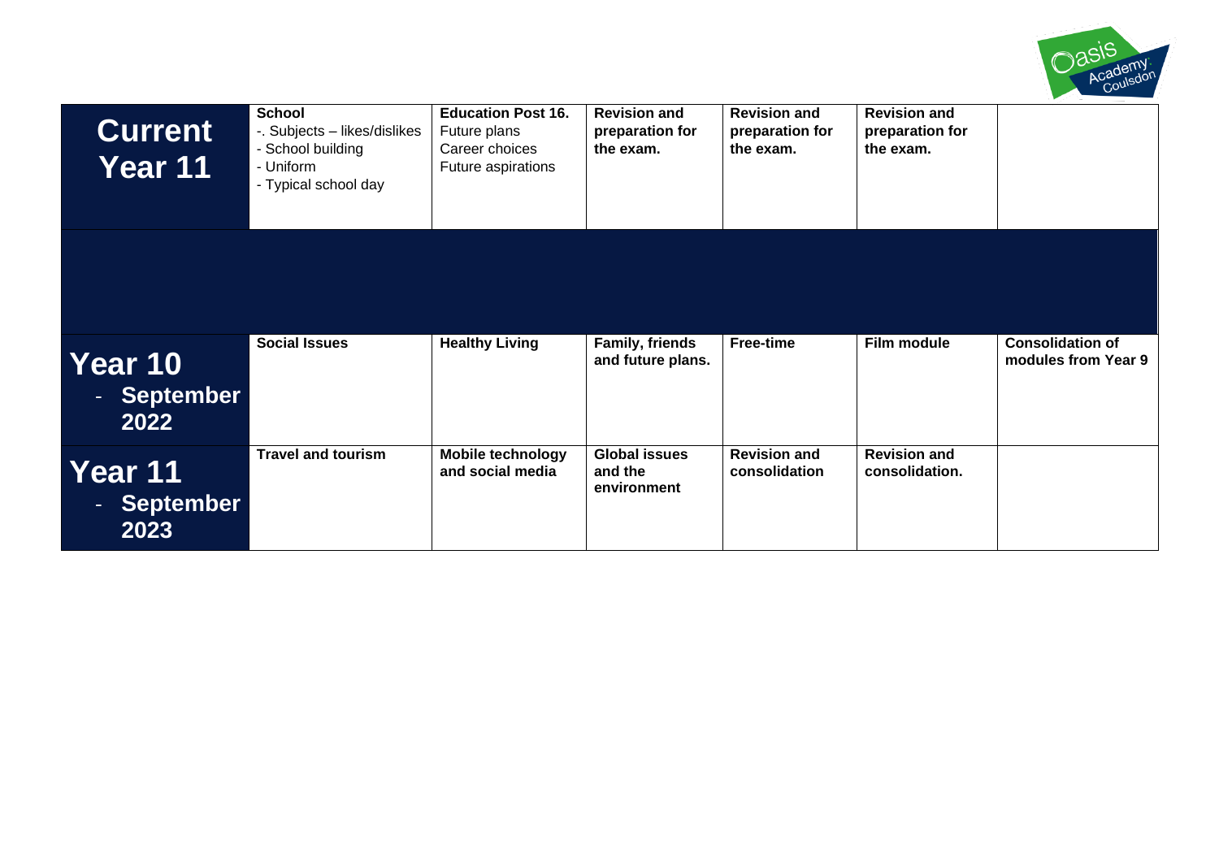| | | | | | | |
|---|---|---|---|---|---|---|
| **Current Year 11** | **School**<br>-. Subjects – likes/dislikes<br>- School building<br>- Uniform<br>- Typical school day | **Education Post 16.**<br>Future plans<br>Career choices<br>Future aspirations | **Revision and preparation for the exam.** | **Revision and preparation for the exam.** | **Revision and preparation for the exam.** | |
| | | | | | | |
| **Year 10 - September 2022** | **Social Issues** | **Healthy Living** | **Family, friends and future plans.** | **Free-time** | **Film module** | **Consolidation of modules from Year 9** |
| **Year 11 - September 2023** | **Travel and tourism** | **Mobile technology and social media** | **Global issues and the environment** | **Revision and consolidation** | **Revision and consolidation.** | |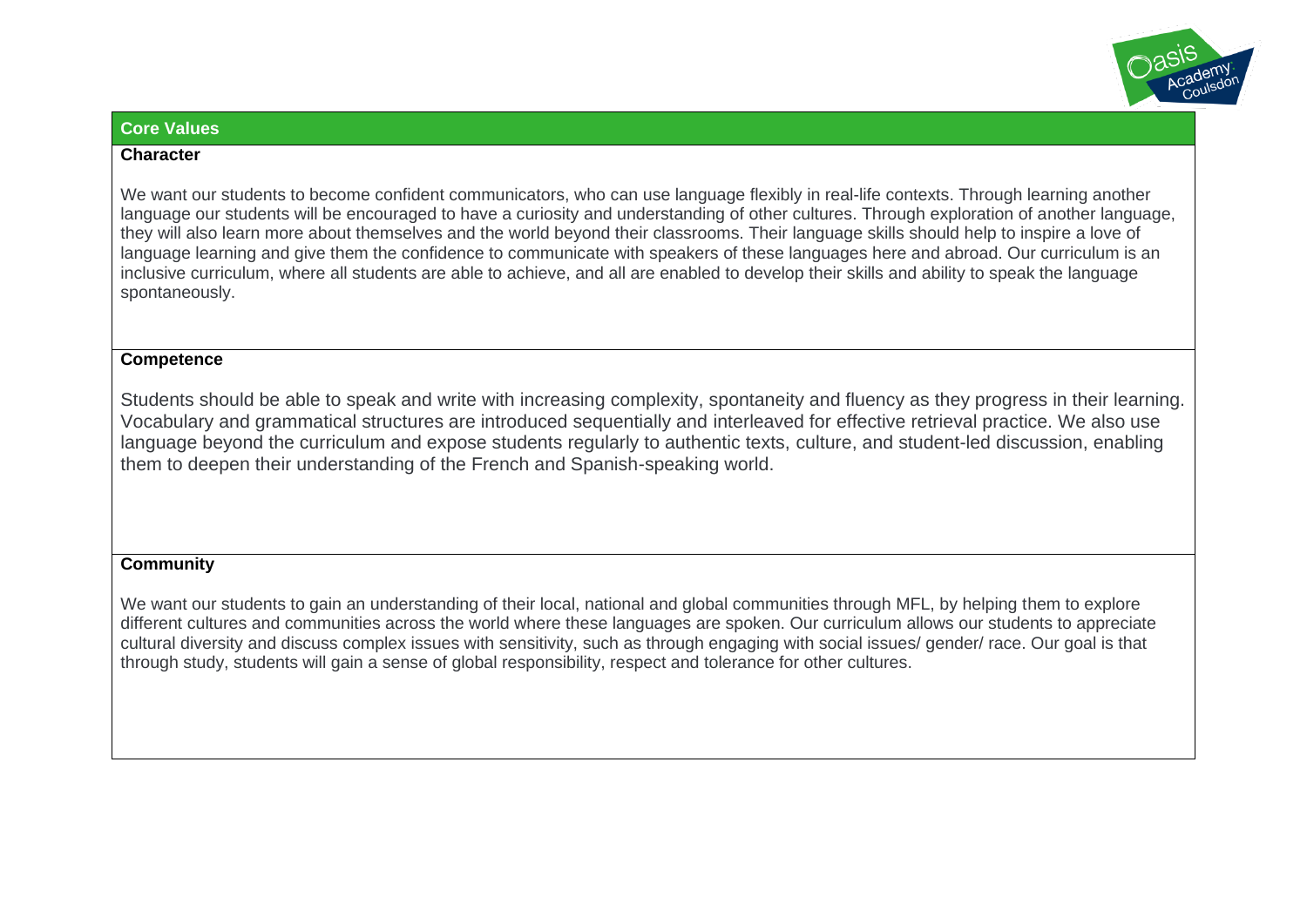## Core Values

### Character

We want our students to become confident communicators, who can use language flexibly in real-life contexts. Through learning another language our students will be encouraged to have a curiosity and understanding of other cultures. Through exploration of another language, they will also learn more about themselves and the world beyond their classrooms. Their language skills should help to inspire a love of language learning and give them the confidence to communicate with speakers of these languages here and abroad. Our curriculum is an inclusive curriculum, where all students are able to achieve, and all are enabled to develop their skills and ability to speak the language spontaneously.

### Competence

Students should be able to speak and write with increasing complexity, spontaneity and fluency as they progress in their learning. Vocabulary and grammatical structures are introduced sequentially and interleaved for effective retrieval practice. We also use language beyond the curriculum and expose students regularly to authentic texts, culture, and student-led discussion, enabling them to deepen their understanding of the French and Spanish-speaking world.

### Community

We want our students to gain an understanding of their local, national and global communities through MFL, by helping them to explore different cultures and communities across the world where these languages are spoken. Our curriculum allows our students to appreciate cultural diversity and discuss complex issues with sensitivity, such as through engaging with social issues/ gender/ race. Our goal is that through study, students will gain a sense of global responsibility, respect and tolerance for other cultures.